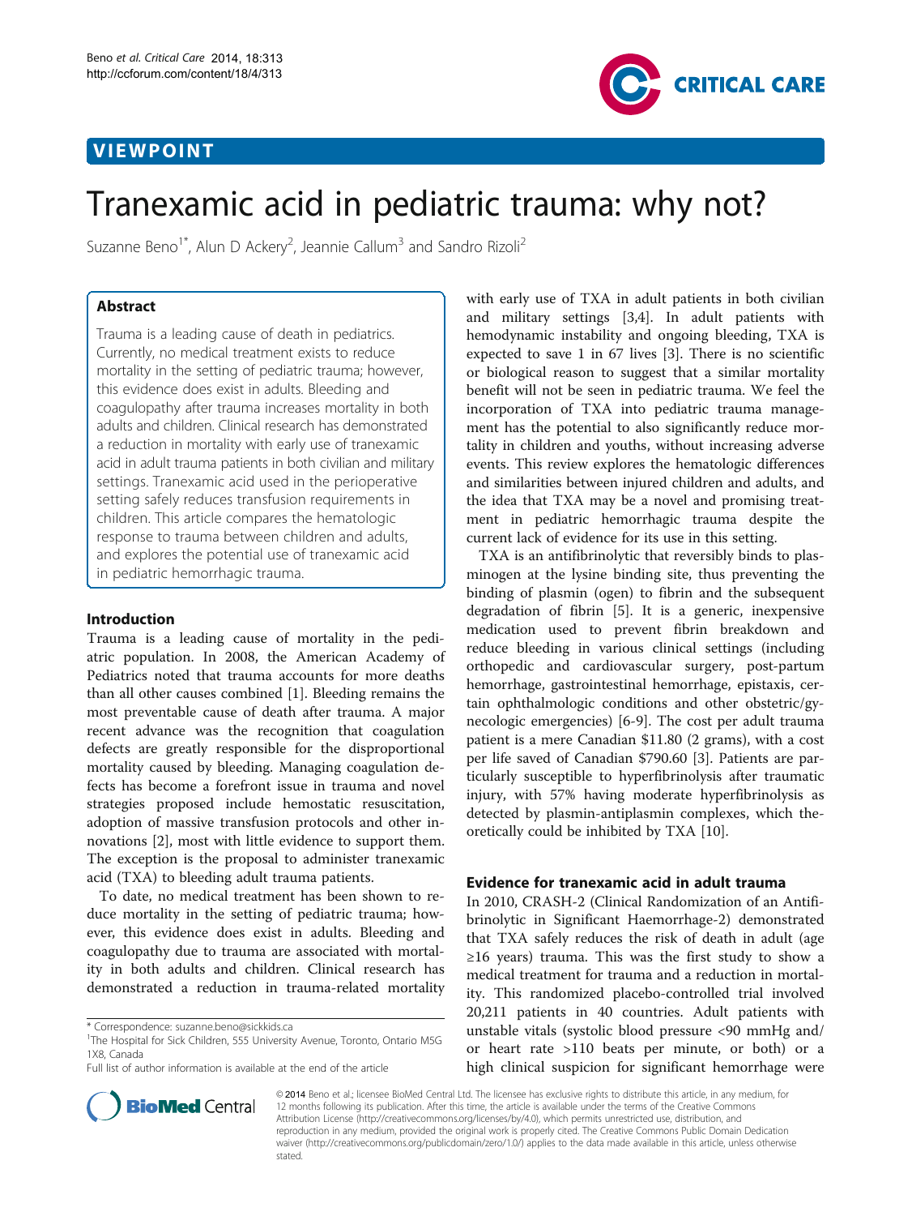VIEWPOINT

# Tranexamic acid in pediatric trauma: why not?

Suzanne Beno[1*], Alun D Ackery[2], Jeannie Callum[3] and Sandro Rizoli[2]

## Abstract

Trauma is a leading cause of death in pediatrics. Currently, no medical treatment exists to reduce mortality in the setting of pediatric trauma; however, this evidence does exist in adults. Bleeding and coagulopathy after trauma increases mortality in both adults and children. Clinical research has demonstrated a reduction in mortality with early use of tranexamic acid in adult trauma patients in both civilian and military settings. Tranexamic acid used in the perioperative setting safely reduces transfusion requirements in children. This article compares the hematologic response to trauma between children and adults, and explores the potential use of tranexamic acid in pediatric hemorrhagic trauma.

## Introduction

Trauma is a leading cause of mortality in the pediatric population. In 2008, the American Academy of Pediatrics noted that trauma accounts for more deaths than all other causes combined [1]. Bleeding remains the most preventable cause of death after trauma. A major recent advance was the recognition that coagulation defects are greatly responsible for the disproportional mortality caused by bleeding. Managing coagulation defects has become a forefront issue in trauma and novel strategies proposed include hemostatic resuscitation, adoption of massive transfusion protocols and other innovations [2], most with little evidence to support them. The exception is the proposal to administer tranexamic acid (TXA) to bleeding adult trauma patients.

To date, no medical treatment has been shown to reduce mortality in the setting of pediatric trauma; however, this evidence does exist in adults. Bleeding and coagulopathy due to trauma are associated with mortality in both adults and children. Clinical research has demonstrated a reduction in trauma-related mortality with early use of TXA in adult patients in both civilian and military settings [3,4]. In adult patients with hemodynamic instability and ongoing bleeding, TXA is expected to save 1 in 67 lives [3]. There is no scientific or biological reason to suggest that a similar mortality benefit will not be seen in pediatric trauma. We feel the incorporation of TXA into pediatric trauma management has the potential to also significantly reduce mortality in children and youths, without increasing adverse events. This review explores the hematologic differences and similarities between injured children and adults, and the idea that TXA may be a novel and promising treatment in pediatric hemorrhagic trauma despite the current lack of evidence for its use in this setting.

TXA is an antifibrinolytic that reversibly binds to plasminogen at the lysine binding site, thus preventing the binding of plasmin (ogen) to fibrin and the subsequent degradation of fibrin [5]. It is a generic, inexpensive medication used to prevent fibrin breakdown and reduce bleeding in various clinical settings (including orthopedic and cardiovascular surgery, post-partum hemorrhage, gastrointestinal hemorrhage, epistaxis, certain ophthalmologic conditions and other obstetric/gynecologic emergencies) [6-9]. The cost per adult trauma patient is a mere Canadian $11.80 (2 grams), with a cost per life saved of Canadian $790.60 [3]. Patients are particularly susceptible to hyperfibrinolysis after traumatic injury, with 57% having moderate hyperfibrinolysis as detected by plasmin-antiplasmin complexes, which theoretically could be inhibited by TXA [10].

## Evidence for tranexamic acid in adult trauma

In 2010, CRASH-2 (Clinical Randomization of an Antifibrinolytic in Significant Haemorrhage-2) demonstrated that TXA safely reduces the risk of death in adult (age ≥16 years) trauma. This was the first study to show a medical treatment for trauma and a reduction in mortality. This randomized placebo-controlled trial involved 20,211 patients in 40 countries. Adult patients with unstable vitals (systolic blood pressure <90 mmHg and/or heart rate >110 beats per minute, or both) or a high clinical suspicion for significant hemorrhage were

\* Correspondence: suzanne.beno@sickkids.ca
[1]The Hospital for Sick Children, 555 University Avenue, Toronto, Ontario M5G 1X8, Canada
Full list of author information is available at the end of the article

© 2014 Beno et al.; licensee BioMed Central Ltd. The licensee has exclusive rights to distribute this article, in any medium, for 12 months following its publication. After this time, the article is available under the terms of the Creative Commons Attribution License (http://creativecommons.org/licenses/by/4.0), which permits unrestricted use, distribution, and reproduction in any medium, provided the original work is properly cited. The Creative Commons Public Domain Dedication waiver (http://creativecommons.org/publicdomain/zero/1.0/) applies to the data made available in this article, unless otherwise stated.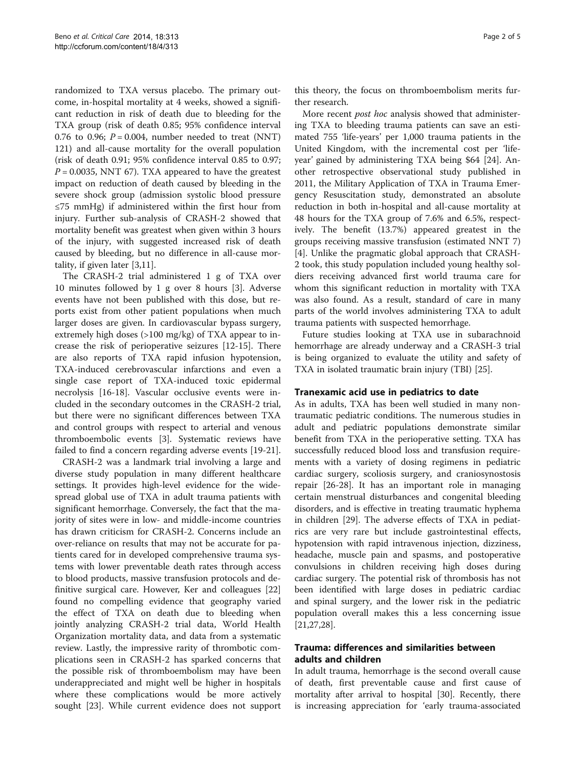randomized to TXA versus placebo. The primary outcome, in-hospital mortality at 4 weeks, showed a significant reduction in risk of death due to bleeding for the TXA group (risk of death 0.85; 95% confidence interval 0.76 to 0.96; $P = 0.004$, number needed to treat (NNT) 121) and all-cause mortality for the overall population (risk of death 0.91; 95% confidence interval 0.85 to 0.97; $P = 0.0035$, NNT 67). TXA appeared to have the greatest impact on reduction of death caused by bleeding in the severe shock group (admission systolic blood pressure ≤75 mmHg) if administered within the first hour from injury. Further sub-analysis of CRASH-2 showed that mortality benefit was greatest when given within 3 hours of the injury, with suggested increased risk of death caused by bleeding, but no difference in all-cause mortality, if given later [3,11].

The CRASH-2 trial administered 1 g of TXA over 10 minutes followed by 1 g over 8 hours [3]. Adverse events have not been published with this dose, but reports exist from other patient populations when much larger doses are given. In cardiovascular bypass surgery, extremely high doses (>100 mg/kg) of TXA appear to increase the risk of perioperative seizures [12-15]. There are also reports of TXA rapid infusion hypotension, TXA-induced cerebrovascular infarctions and even a single case report of TXA-induced toxic epidermal necrolysis [16-18]. Vascular occlusive events were included in the secondary outcomes in the CRASH-2 trial, but there were no significant differences between TXA and control groups with respect to arterial and venous thromboembolic events [3]. Systematic reviews have failed to find a concern regarding adverse events [19-21].

CRASH-2 was a landmark trial involving a large and diverse study population in many different healthcare settings. It provides high-level evidence for the widespread global use of TXA in adult trauma patients with significant hemorrhage. Conversely, the fact that the majority of sites were in low- and middle-income countries has drawn criticism for CRASH-2. Concerns include an over-reliance on results that may not be accurate for patients cared for in developed comprehensive trauma systems with lower preventable death rates through access to blood products, massive transfusion protocols and definitive surgical care. However, Ker and colleagues [22] found no compelling evidence that geography varied the effect of TXA on death due to bleeding when jointly analyzing CRASH-2 trial data, World Health Organization mortality data, and data from a systematic review. Lastly, the impressive rarity of thrombotic complications seen in CRASH-2 has sparked concerns that the possible risk of thromboembolism may have been underappreciated and might well be higher in hospitals where these complications would be more actively sought [23]. While current evidence does not support this theory, the focus on thromboembolism merits further research.

More recent *post hoc* analysis showed that administering TXA to bleeding trauma patients can save an estimated 755 'life-years' per 1,000 trauma patients in the United Kingdom, with the incremental cost per 'life-year' gained by administering TXA being $64 [24]. Another retrospective observational study published in 2011, the Military Application of TXA in Trauma Emergency Resuscitation study, demonstrated an absolute reduction in both in-hospital and all-cause mortality at 48 hours for the TXA group of 7.6% and 6.5%, respectively. The benefit (13.7%) appeared greatest in the groups receiving massive transfusion (estimated NNT 7) [4]. Unlike the pragmatic global approach that CRASH-2 took, this study population included young healthy soldiers receiving advanced first world trauma care for whom this significant reduction in mortality with TXA was also found. As a result, standard of care in many parts of the world involves administering TXA to adult trauma patients with suspected hemorrhage.

Future studies looking at TXA use in subarachnoid hemorrhage are already underway and a CRASH-3 trial is being organized to evaluate the utility and safety of TXA in isolated traumatic brain injury (TBI) [25].

## Tranexamic acid use in pediatrics to date

As in adults, TXA has been well studied in many non-traumatic pediatric conditions. The numerous studies in adult and pediatric populations demonstrate similar benefit from TXA in the perioperative setting. TXA has successfully reduced blood loss and transfusion requirements with a variety of dosing regimens in pediatric cardiac surgery, scoliosis surgery, and craniosynostosis repair [26-28]. It has an important role in managing certain menstrual disturbances and congenital bleeding disorders, and is effective in treating traumatic hyphema in children [29]. The adverse effects of TXA in pediatrics are very rare but include gastrointestinal effects, hypotension with rapid intravenous injection, dizziness, headache, muscle pain and spasms, and postoperative convulsions in children receiving high doses during cardiac surgery. The potential risk of thrombosis has not been identified with large doses in pediatric cardiac and spinal surgery, and the lower risk in the pediatric population overall makes this a less concerning issue [21,27,28].

## Trauma: differences and similarities between adults and children

In adult trauma, hemorrhage is the second overall cause of death, first preventable cause and first cause of mortality after arrival to hospital [30]. Recently, there is increasing appreciation for 'early trauma-associated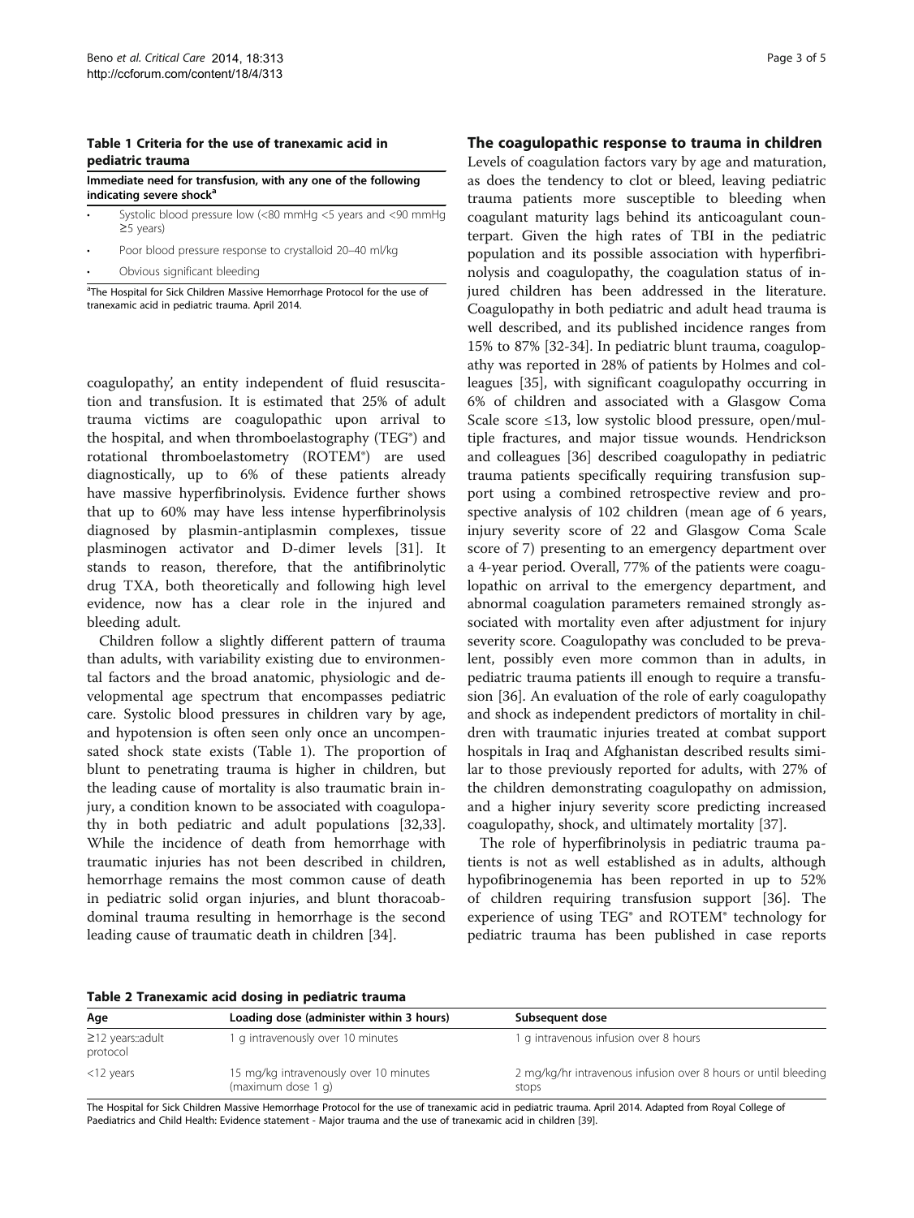**Table 1 Criteria for the use of tranexamic acid in pediatric trauma**

| Immediate need for transfusion, with any one of the following indicating severe shock[a] |
|---|
| • Systolic blood pressure low (<80 mmHg <5 years and <90 mmHg ≥5 years) |
| • Poor blood pressure response to crystalloid 20–40 ml/kg |
| • Obvious significant bleeding |

[a]The Hospital for Sick Children Massive Hemorrhage Protocol for the use of tranexamic acid in pediatric trauma. April 2014.

coagulopathy', an entity independent of fluid resuscitation and transfusion. It is estimated that 25% of adult trauma victims are coagulopathic upon arrival to the hospital, and when thromboelastography (TEG®) and rotational thromboelastometry (ROTEM®) are used diagnostically, up to 6% of these patients already have massive hyperfibrinolysis. Evidence further shows that up to 60% may have less intense hyperfibrinolysis diagnosed by plasmin-antiplasmin complexes, tissue plasminogen activator and D-dimer levels [31]. It stands to reason, therefore, that the antifibrinolytic drug TXA, both theoretically and following high level evidence, now has a clear role in the injured and bleeding adult.

Children follow a slightly different pattern of trauma than adults, with variability existing due to environmental factors and the broad anatomic, physiologic and developmental age spectrum that encompasses pediatric care. Systolic blood pressures in children vary by age, and hypotension is often seen only once an uncompensated shock state exists (Table 1). The proportion of blunt to penetrating trauma is higher in children, but the leading cause of mortality is also traumatic brain injury, a condition known to be associated with coagulopathy in both pediatric and adult populations [32,33]. While the incidence of death from hemorrhage with traumatic injuries has not been described in children, hemorrhage remains the most common cause of death in pediatric solid organ injuries, and blunt thoracoabdominal trauma resulting in hemorrhage is the second leading cause of traumatic death in children [34].

## The coagulopathic response to trauma in children

Levels of coagulation factors vary by age and maturation, as does the tendency to clot or bleed, leaving pediatric trauma patients more susceptible to bleeding when coagulant maturity lags behind its anticoagulant counterpart. Given the high rates of TBI in the pediatric population and its possible association with hyperfibrinolysis and coagulopathy, the coagulation status of injured children has been addressed in the literature. Coagulopathy in both pediatric and adult head trauma is well described, and its published incidence ranges from 15% to 87% [32-34]. In pediatric blunt trauma, coagulopathy was reported in 28% of patients by Holmes and colleagues [35], with significant coagulopathy occurring in 6% of children and associated with a Glasgow Coma Scale score ≤13, low systolic blood pressure, open/multiple fractures, and major tissue wounds. Hendrickson and colleagues [36] described coagulopathy in pediatric trauma patients specifically requiring transfusion support using a combined retrospective review and prospective analysis of 102 children (mean age of 6 years, injury severity score of 22 and Glasgow Coma Scale score of 7) presenting to an emergency department over a 4-year period. Overall, 77% of the patients were coagulopathic on arrival to the emergency department, and abnormal coagulation parameters remained strongly associated with mortality even after adjustment for injury severity score. Coagulopathy was concluded to be prevalent, possibly even more common than in adults, in pediatric trauma patients ill enough to require a transfusion [36]. An evaluation of the role of early coagulopathy and shock as independent predictors of mortality in children with traumatic injuries treated at combat support hospitals in Iraq and Afghanistan described results similar to those previously reported for adults, with 27% of the children demonstrating coagulopathy on admission, and a higher injury severity score predicting increased coagulopathy, shock, and ultimately mortality [37].

The role of hyperfibrinolysis in pediatric trauma patients is not as well established as in adults, although hypofibrinogenemia has been reported in up to 52% of children requiring transfusion support [36]. The experience of using TEG® and ROTEM® technology for pediatric trauma has been published in case reports

**Table 2 Tranexamic acid dosing in pediatric trauma**

| Age | Loading dose (administer within 3 hours) | Subsequent dose |
|---|---|---|
| ≥12 years::adult protocol | 1 g intravenously over 10 minutes | 1 g intravenous infusion over 8 hours |
| <12 years | 15 mg/kg intravenously over 10 minutes (maximum dose 1 g) | 2 mg/kg/hr intravenous infusion over 8 hours or until bleeding stops |

The Hospital for Sick Children Massive Hemorrhage Protocol for the use of tranexamic acid in pediatric trauma. April 2014. Adapted from Royal College of Paediatrics and Child Health: Evidence statement - Major trauma and the use of tranexamic acid in children [39].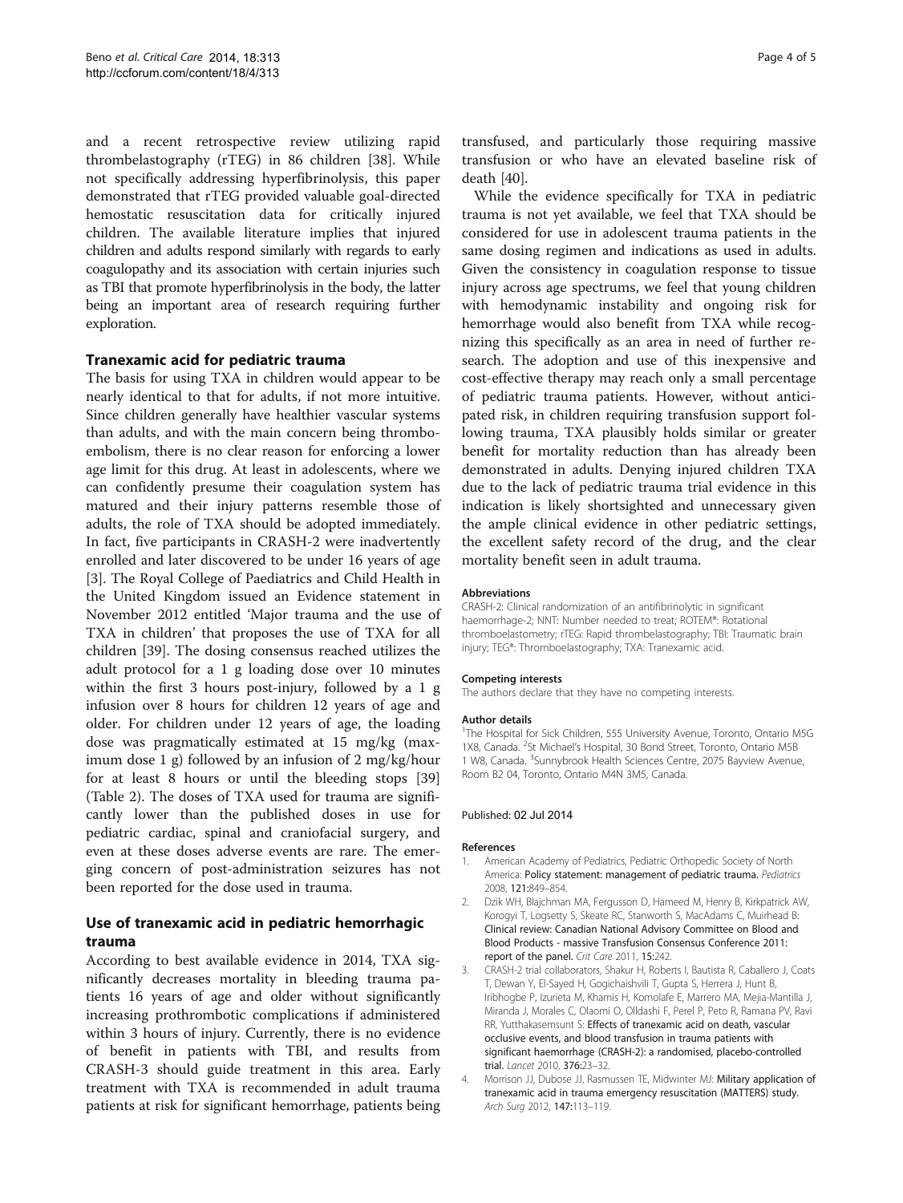and a recent retrospective review utilizing rapid thrombelastography (rTEG) in 86 children [38]. While not specifically addressing hyperfibrinolysis, this paper demonstrated that rTEG provided valuable goal-directed hemostatic resuscitation data for critically injured children. The available literature implies that injured children and adults respond similarly with regards to early coagulopathy and its association with certain injuries such as TBI that promote hyperfibrinolysis in the body, the latter being an important area of research requiring further exploration.

## Tranexamic acid for pediatric trauma

The basis for using TXA in children would appear to be nearly identical to that for adults, if not more intuitive. Since children generally have healthier vascular systems than adults, and with the main concern being thromboembolism, there is no clear reason for enforcing a lower age limit for this drug. At least in adolescents, where we can confidently presume their coagulation system has matured and their injury patterns resemble those of adults, the role of TXA should be adopted immediately. In fact, five participants in CRASH-2 were inadvertently enrolled and later discovered to be under 16 years of age [3]. The Royal College of Paediatrics and Child Health in the United Kingdom issued an Evidence statement in November 2012 entitled 'Major trauma and the use of TXA in children' that proposes the use of TXA for all children [39]. The dosing consensus reached utilizes the adult protocol for a 1 g loading dose over 10 minutes within the first 3 hours post-injury, followed by a 1 g infusion over 8 hours for children 12 years of age and older. For children under 12 years of age, the loading dose was pragmatically estimated at 15 mg/kg (maximum dose 1 g) followed by an infusion of 2 mg/kg/hour for at least 8 hours or until the bleeding stops [39] (Table 2). The doses of TXA used for trauma are significantly lower than the published doses in use for pediatric cardiac, spinal and craniofacial surgery, and even at these doses adverse events are rare. The emerging concern of post-administration seizures has not been reported for the dose used in trauma.

## Use of tranexamic acid in pediatric hemorrhagic trauma

According to best available evidence in 2014, TXA significantly decreases mortality in bleeding trauma patients 16 years of age and older without significantly increasing prothrombotic complications if administered within 3 hours of injury. Currently, there is no evidence of benefit in patients with TBI, and results from CRASH-3 should guide treatment in this area. Early treatment with TXA is recommended in adult trauma patients at risk for significant hemorrhage, patients being transfused, and particularly those requiring massive transfusion or who have an elevated baseline risk of death [40].

While the evidence specifically for TXA in pediatric trauma is not yet available, we feel that TXA should be considered for use in adolescent trauma patients in the same dosing regimen and indications as used in adults. Given the consistency in coagulation response to tissue injury across age spectrums, we feel that young children with hemodynamic instability and ongoing risk for hemorrhage would also benefit from TXA while recognizing this specifically as an area in need of further research. The adoption and use of this inexpensive and cost-effective therapy may reach only a small percentage of pediatric trauma patients. However, without anticipated risk, in children requiring transfusion support following trauma, TXA plausibly holds similar or greater benefit for mortality reduction than has already been demonstrated in adults. Denying injured children TXA due to the lack of pediatric trauma trial evidence in this indication is likely shortsighted and unnecessary given the ample clinical evidence in other pediatric settings, the excellent safety record of the drug, and the clear mortality benefit seen in adult trauma.

#### Abbreviations

CRASH-2: Clinical randomization of an antifibrinolytic in significant haemorrhage-2; NNT: Number needed to treat; ROTEM®: Rotational thromboelastometry; rTEG: Rapid thromboelastography; TBI: Traumatic brain injury; TEG®: Thromboelastography; TXA: Tranexamic acid.

#### Competing interests

The authors declare that they have no competing interests.

#### Author details

[1]The Hospital for Sick Children, 555 University Avenue, Toronto, Ontario M5G 1X8, Canada. [2]St Michael's Hospital, 30 Bond Street, Toronto, Ontario M5B 1 W8, Canada. [3]Sunnybrook Health Sciences Centre, 2075 Bayview Avenue, Room B2 04, Toronto, Ontario M4N 3M5, Canada.

Published: 02 Jul 2014

#### References

1. American Academy of Pediatrics, Pediatric Orthopedic Society of North America: **Policy statement: management of pediatric trauma.** *Pediatrics* 2008, **121:**849–854.
2. Dzik WH, Blajchman MA, Fergusson D, Hameed M, Henry B, Kirkpatrick AW, Korogyi T, Logsetty S, Skeate RC, Stanworth S, MacAdams C, Muirhead B: **Clinical review: Canadian National Advisory Committee on Blood and Blood Products - massive Transfusion Consensus Conference 2011: report of the panel.** *Crit Care* 2011, **15:**242.
3. CRASH-2 trial collaborators, Shakur H, Roberts I, Bautista R, Caballero J, Coats T, Dewan Y, El-Sayed H, Gogichaishvili T, Gupta S, Herrera J, Hunt B, Iribhogbe P, Izurieta M, Khamis H, Komolafe E, Marrero MA, Mejia-Mantilla J, Miranda J, Morales C, Olaomi O, Olldashi F, Perel P, Peto R, Ramana PV, Ravi RR, Yutthakasemsunt S: **Effects of tranexamic acid on death, vascular occlusive events, and blood transfusion in trauma patients with significant haemorrhage (CRASH-2): a randomised, placebo-controlled trial.** *Lancet* 2010, **376:**23–32.
4. Morrison JJ, Dubose JJ, Rasmussen TE, Midwinter MJ: **Military application of tranexamic acid in trauma emergency resuscitation (MATTERS) study.** *Arch Surg* 2012, **147:**113–119.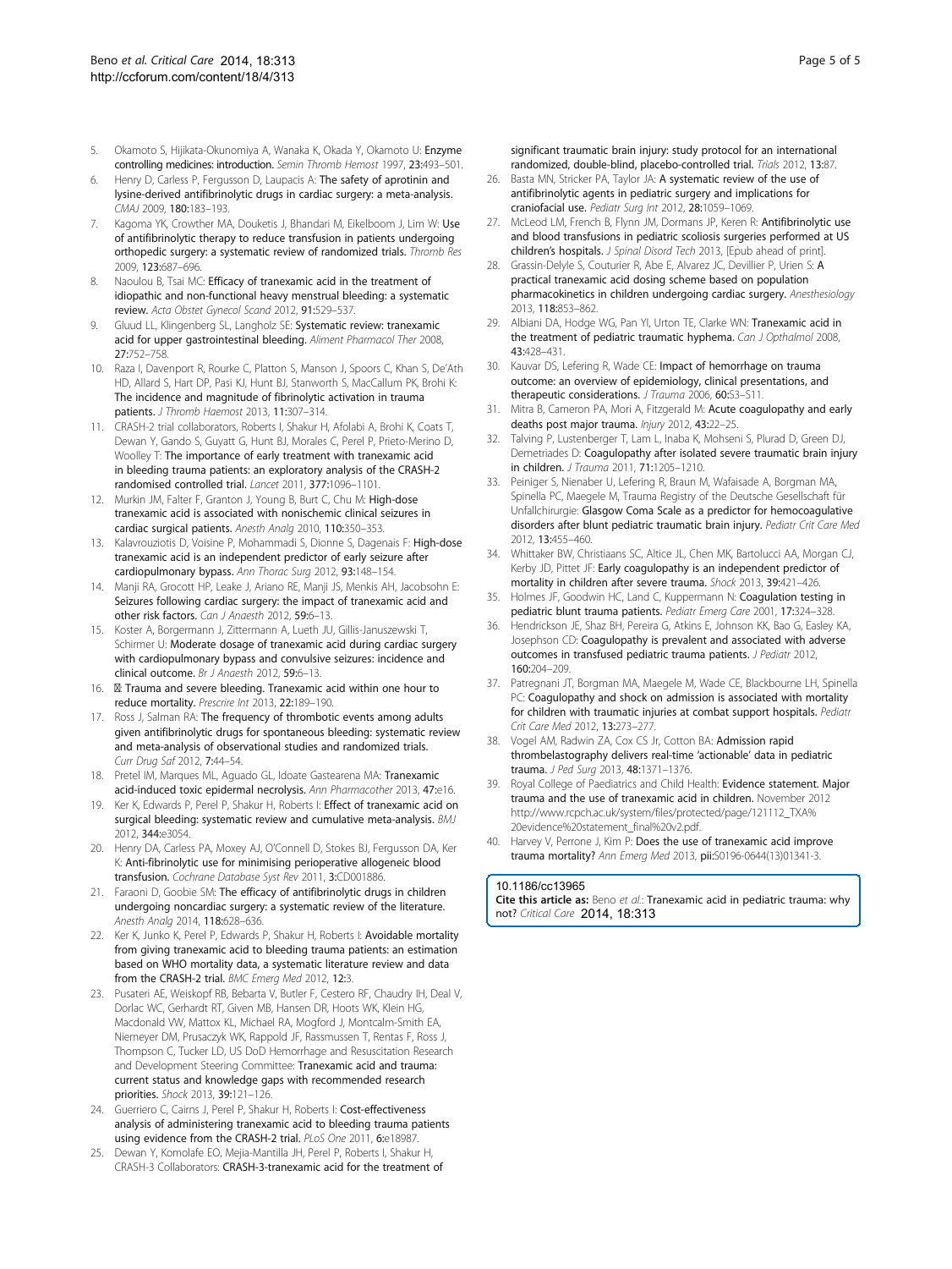5. Okamoto S, Hijikata-Okunomiya A, Wanaka K, Okada Y, Okamoto U: **Enzyme controlling medicines: introduction.** *Semin Thromb Hemost* 1997, **23**:493–501.
6. Henry D, Carless P, Fergusson D, Laupacis A: **The safety of aprotinin and lysine-derived antifibrinolytic drugs in cardiac surgery: a meta-analysis.** *CMAJ* 2009, **180**:183–193.
7. Kagoma YK, Crowther MA, Douketis J, Bhandari M, Eikelboom J, Lim W: **Use of antifibrinolytic therapy to reduce transfusion in patients undergoing orthopedic surgery: a systematic review of randomized trials.** *Thromb Res* 2009, **123**:687–696.
8. Naoulou B, Tsai MC: **Efficacy of tranexamic acid in the treatment of idiopathic and non-functional heavy menstrual bleeding: a systematic review.** *Acta Obstet Gynecol Scand* 2012, **91**:529–537.
9. Gluud LL, Klingenberg SL, Langholz SE: **Systematic review: tranexamic acid for upper gastrointestinal bleeding.** *Aliment Pharmacol Ther* 2008, **27**:752–758.
10. Raza I, Davenport R, Rourke C, Platton S, Manson J, Spoors C, Khan S, De'Ath HD, Allard S, Hart DP, Pasi KJ, Hunt BJ, Stanworth S, MacCallum PK, Brohi K: **The incidence and magnitude of fibrinolytic activation in trauma patients.** *J Thromb Haemost* 2013, **11**:307–314.
11. CRASH-2 trial collaborators, Roberts I, Shakur H, Afolabi A, Brohi K, Coats T, Dewan Y, Gando S, Guyatt G, Hunt BJ, Morales C, Perel P, Prieto-Merino D, Woolley T: **The importance of early treatment with tranexamic acid in bleeding trauma patients: an exploratory analysis of the CRASH-2 randomised controlled trial.** *Lancet* 2011, **377**:1096–1101.
12. Murkin JM, Falter F, Granton J, Young B, Burt C, Chu M: **High-dose tranexamic acid is associated with nonischemic clinical seizures in cardiac surgical patients.** *Anesth Analg* 2010, **110**:350–353.
13. Kalavrouziotis D, Voisine P, Mohammadi S, Dionne S, Dagenais F: **High-dose tranexamic acid is an independent predictor of early seizure after cardiopulmonary bypass.** *Ann Thorac Surg* 2012, **93**:148–154.
14. Manji RA, Grocott HP, Leake J, Ariano RE, Manji JS, Menkis AH, Jacobsohn E: **Seizures following cardiac surgery: the impact of tranexamic acid and other risk factors.** *Can J Anaesth* 2012, **59**:6–13.
15. Koster A, Borgermann J, Zittermann A, Lueth JU, Gillis-Januszewski T, Schirmer U: **Moderate dosage of tranexamic acid during cardiac surgery with cardiopulmonary bypass and convulsive seizures: incidence and clinical outcome.** *Br J Anaesth* 2012, **59**:6–13.
16. **Trauma and severe bleeding. Tranexamic acid within one hour to reduce mortality.** *Prescrire Int* 2013, **22**:189–190.
17. Ross J, Salman RA: **The frequency of thrombotic events among adults given antifibrinolytic drugs for spontaneous bleeding: systematic review and meta-analysis of observational studies and randomized trials.** *Curr Drug Saf* 2012, **7**:44–54.
18. Pretel IM, Marques ML, Aguado GL, Idoate Gastearena MA: **Tranexamic acid-induced toxic epidermal necrolysis.** *Ann Pharmacother* 2013, **47**:e16.
19. Ker K, Edwards P, Perel P, Shakur H, Roberts I: **Effect of tranexamic acid on surgical bleeding: systematic review and cumulative meta-analysis.** *BMJ* 2012, **344**:e3054.
20. Henry DA, Carless PA, Moxey AJ, O'Connell D, Stokes BJ, Fergusson DA, Ker K: **Anti-fibrinolytic use for minimising perioperative allogeneic blood transfusion.** *Cochrane Database Syst Rev* 2011, **3**:CD001886.
21. Faraoni D, Goobie SM: **The efficacy of antifibrinolytic drugs in children undergoing noncardiac surgery: a systematic review of the literature.** *Anesth Analg* 2014, **118**:628–636.
22. Ker K, Junko K, Perel P, Edwards P, Shakur H, Roberts I: **Avoidable mortality from giving tranexamic acid to bleeding trauma patients: an estimation based on WHO mortality data, a systematic literature review and data from the CRASH-2 trial.** *BMC Emerg Med* 2012, **12**:3.
23. Pusateri AE, Weiskopf RB, Bebarta V, Butler F, Cestero RF, Chaudry IH, Deal V, Dorlac WC, Gerhardt RT, Given MB, Hansen DR, Hoots WK, Klein HG, Macdonald VW, Mattox KL, Michael RA, Mogford J, Montcalm-Smith EA, Niemeyer DM, Prusaczyk WK, Rappold JF, Rassmussen T, Rentas F, Ross J, Thompson C, Tucker LD, US DoD Hemorrhage and Resuscitation Research and Development Steering Committee: **Tranexamic acid and trauma: current status and knowledge gaps with recommended research priorities.** *Shock* 2013, **39**:121–126.
24. Guerriero C, Cairns J, Perel P, Shakur H, Roberts I: **Cost-effectiveness analysis of administering tranexamic acid to bleeding trauma patients using evidence from the CRASH-2 trial.** *PLoS One* 2011, **6**:e18987.
25. Dewan Y, Komolafe EO, Mejia-Mantilla JH, Perel P, Roberts I, Shakur H, CRASH-3 Collaborators: **CRASH-3-tranexamic acid for the treatment of significant traumatic brain injury: study protocol for an international randomized, double-blind, placebo-controlled trial.** *Trials* 2012, **13**:87.
26. Basta MN, Stricker PA, Taylor JA: **A systematic review of the use of antifibrinolytic agents in pediatric surgery and implications for craniofacial use.** *Pediatr Surg Int* 2012, **28**:1059–1069.
27. McLeod LM, French B, Flynn JM, Dormans JP, Keren R: **Antifibrinolytic use and blood transfusions in pediatric scoliosis surgeries performed at US children's hospitals.** *J Spinal Disord Tech* 2013, [Epub ahead of print].
28. Grassin-Delyle S, Couturier R, Abe E, Alvarez JC, Devillier P, Urien S: **A practical tranexamic acid dosing scheme based on population pharmacokinetics in children undergoing cardiac surgery.** *Anesthesiology* 2013, **118**:853–862.
29. Albiani DA, Hodge WG, Pan YI, Urton TE, Clarke WN: **Tranexamic acid in the treatment of pediatric traumatic hyphema.** *Can J Opthalmol* 2008, **43**:428–431.
30. Kauvar DS, Lefering R, Wade CE: **Impact of hemorrhage on trauma outcome: an overview of epidemiology, clinical presentations, and therapeutic considerations.** *J Trauma* 2006, **60**:S3–S11.
31. Mitra B, Cameron PA, Mori A, Fitzgerald M: **Acute coagulopathy and early deaths post major trauma.** *Injury* 2012, **43**:22–25.
32. Talving P, Lustenberger T, Lam L, Inaba K, Mohseni S, Plurad D, Green DJ, Demetriades D: **Coagulopathy after isolated severe traumatic brain injury in children.** *J Trauma* 2011, **71**:1205–1210.
33. Peiniger S, Nienaber U, Lefering R, Braun M, Wafaisade A, Borgman MA, Spinella PC, Maegele M, Trauma Registry of the Deutsche Gesellschaft für Unfallchirurgie: **Glasgow Coma Scale as a predictor for hemocoagulative disorders after blunt pediatric traumatic brain injury.** *Pediatr Crit Care Med* 2012, **13**:455–460.
34. Whittaker BW, Christiaans SC, Altice JL, Chen MK, Bartolucci AA, Morgan CJ, Kerby JD, Pittet JF: **Early coagulopathy is an independent predictor of mortality in children after severe trauma.** *Shock* 2013, **39**:421–426.
35. Holmes JF, Goodwin HC, Land C, Kuppermann N: **Coagulation testing in pediatric blunt trauma patients.** *Pediatr Emerg Care* 2001, **17**:324–328.
36. Hendrickson JE, Shaz BH, Pereira G, Atkins E, Johnson KK, Bao G, Easley KA, Josephson CD: **Coagulopathy is prevalent and associated with adverse outcomes in transfused pediatric trauma patients.** *J Pediatr* 2012, **160**:204–209.
37. Patregnani JT, Borgman MA, Maegele M, Wade CE, Blackbourne LH, Spinella PC: **Coagulopathy and shock on admission is associated with mortality for children with traumatic injuries at combat support hospitals.** *Pediatr Crit Care Med* 2012, **13**:273–277.
38. Vogel AM, Radwin ZA, Cox CS Jr, Cotton BA: **Admission rapid thrombelastography delivers real-time 'actionable' data in pediatric trauma.** *J Ped Surg* 2013, **48**:1371–1376.
39. Royal College of Paediatrics and Child Health: **Evidence statement. Major trauma and the use of tranexamic acid in children.** November 2012 http://www.rcpch.ac.uk/system/files/protected/page/121112_TXA%20evidence%20statement_final%20v2.pdf.
40. Harvey V, Perrone J, Kim P: **Does the use of tranexamic acid improve trauma mortality?** *Ann Emerg Med* 2013, **pii**:S0196-0644(13)01341-3.

10.1186/cc13965
**Cite this article as:** Beno *et al.*: Tranexamic acid in pediatric trauma: why not? *Critical Care* 2014, 18:313